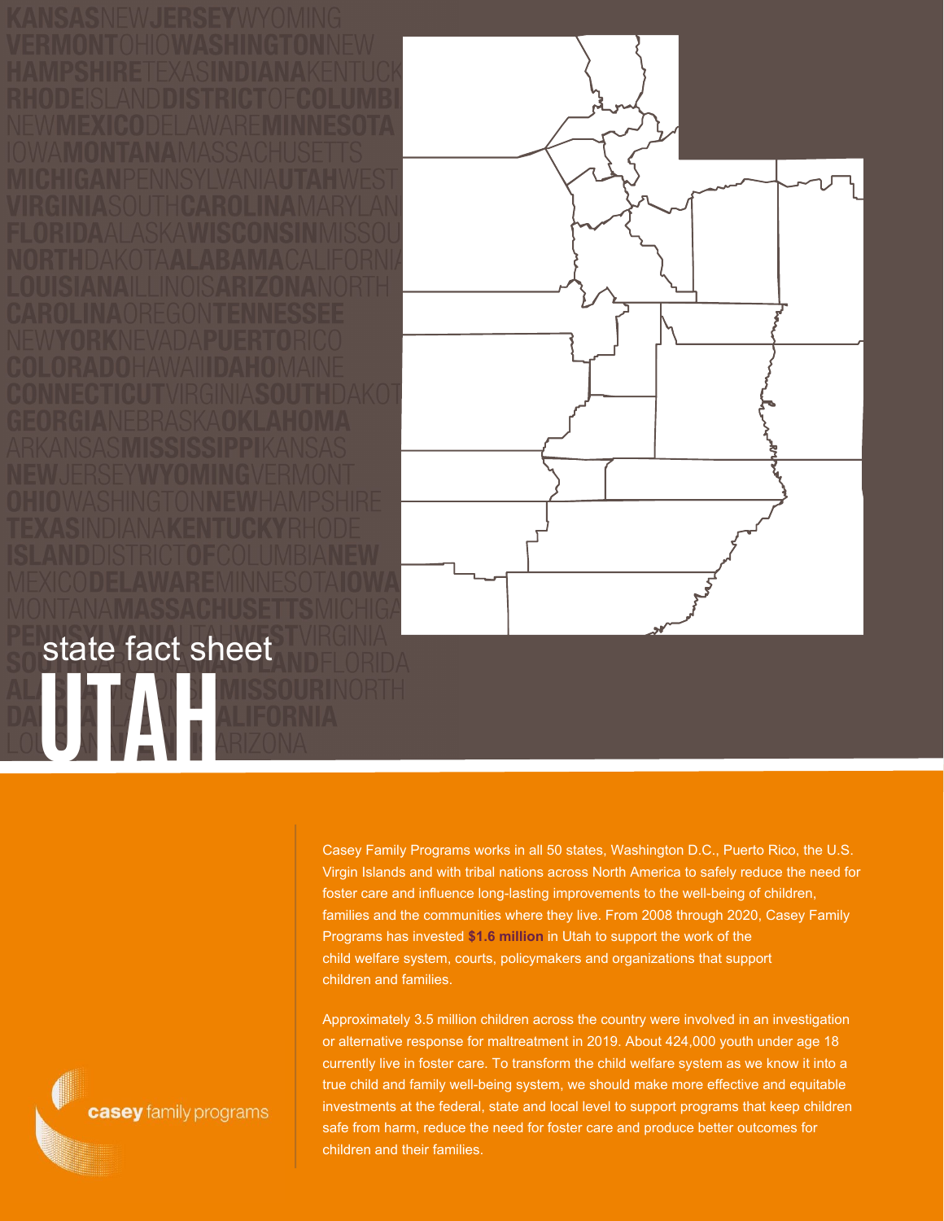# state fact sheet UTAH

Casey Family Programs works in all 50 states, Washington D.C., Puerto Rico, the U.S. Virgin Islands and with tribal nations across North America to safely reduce the need for foster care and influence long-lasting improvements to the well-being of children, families and the communities where they live. From 2008 through 2020, Casey Family Programs has invested **$1.6 million** in Utah to support the work of the child welfare system, courts, policymakers and organizations that support children and families.

Approximately 3.5 million children across the country were involved in an investigation or alternative response for maltreatment in 2019. About 424,000 youth under age 18 currently live in foster care. To transform the child welfare system as we know it into a true child and family well-being system, we should make more effective and equitable investments at the federal, state and local level to support programs that keep children safe from harm, reduce the need for foster care and produce better outcomes for children and their families.

casey family programs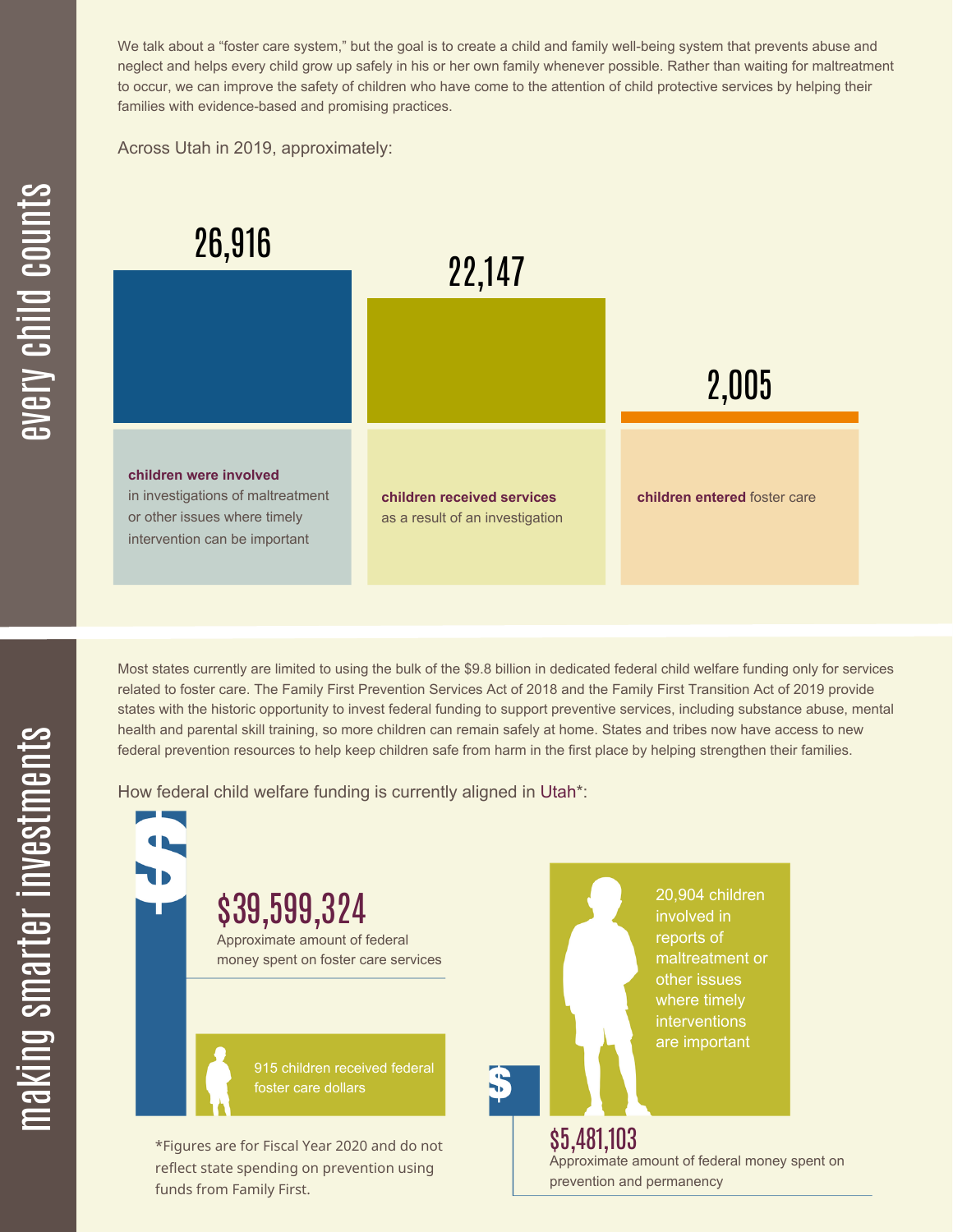## every child counts

We talk about a "foster care system," but the goal is to create a child and family well-being system that prevents abuse and neglect and helps every child grow up safely in his or her own family whenever possible. Rather than waiting for maltreatment to occur, we can improve the safety of children who have come to the attention of child protective services by helping their families with evidence-based and promising practices.

Across Utah in 2019, approximately:

**26,916** **children were involved** in investigations of maltreatment or other issues where timely intervention can be important

**22,147** **children received services** as a result of an investigation

**2,005** **children entered** foster care

## making smarter investments

Most states currently are limited to using the bulk of the $9.8 billion in dedicated federal child welfare funding only for services related to foster care. The Family First Prevention Services Act of 2018 and the Family First Transition Act of 2019 provide states with the historic opportunity to invest federal funding to support preventive services, including substance abuse, mental health and parental skill training, so more children can remain safely at home. States and tribes now have access to new federal prevention resources to help keep children safe from harm in the first place by helping strengthen their families.

How federal child welfare funding is currently aligned in Utah*:

**$39,599,324**
Approximate amount of federal money spent on foster care services

915 children received federal foster care dollars

20,904 children involved in reports of maltreatment or other issues where timely interventions are important

**$5,481,103**
Approximate amount of federal money spent on prevention and permanency

*Figures are for Fiscal Year 2020 and do not reflect state spending on prevention using funds from Family First.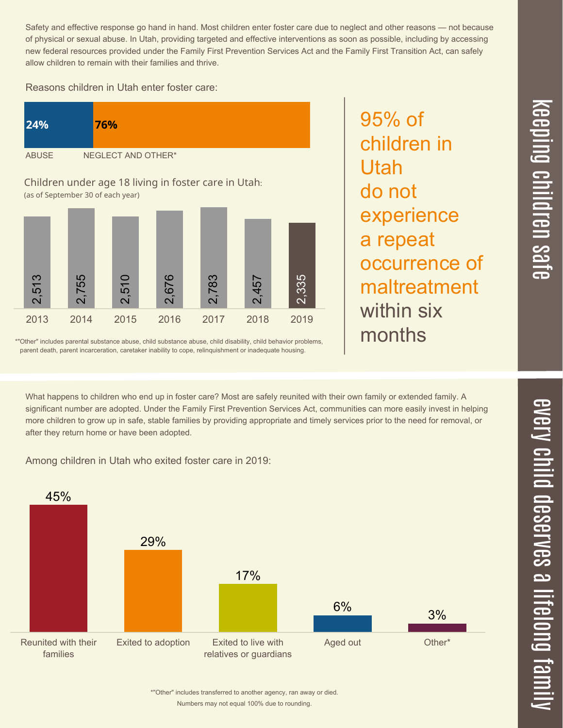## Keeping children safe

Safety and effective response go hand in hand. Most children enter foster care due to neglect and other reasons — not because of physical or sexual abuse. In Utah, providing targeted and effective interventions as soon as possible, including by accessing new federal resources provided under the Family First Prevention Services Act and the Family First Transition Act, can safely allow children to remain with their families and thrive.

Reasons children in Utah enter foster care:

| ABUSE | NEGLECT AND OTHER* |
|---|---|
| 24% | 76% |

Children under age 18 living in foster care in Utah:
(as of September 30 of each year)

| 2013 | 2014 | 2015 | 2016 | 2017 | 2018 | 2019 |
|---|---|---|---|---|---|---|
| 2,513 | 2,755 | 2,510 | 2,676 | 2,783 | 2,457 | 2,335 |

*"Other" includes parental substance abuse, child substance abuse, child disability, child behavior problems, parent death, parent incarceration, caretaker inability to cope, relinquishment or inadequate housing.

95% of children in Utah do not experience a repeat occurrence of maltreatment within six months

## Every child deserves a lifelong family

What happens to children who end up in foster care? Most are safely reunited with their own family or extended family. A significant number are adopted. Under the Family First Prevention Services Act, communities can more easily invest in helping more children to grow up in safe, stable families by providing appropriate and timely services prior to the need for removal, or after they return home or have been adopted.

Among children in Utah who exited foster care in 2019:

| Reunited with their families | Exited to adoption | Exited to live with relatives or guardians | Aged out | Other* |
|---|---|---|---|---|
| 45% | 29% | 17% | 6% | 3% |

*"Other" includes transferred to another agency, ran away or died.
Numbers may not equal 100% due to rounding.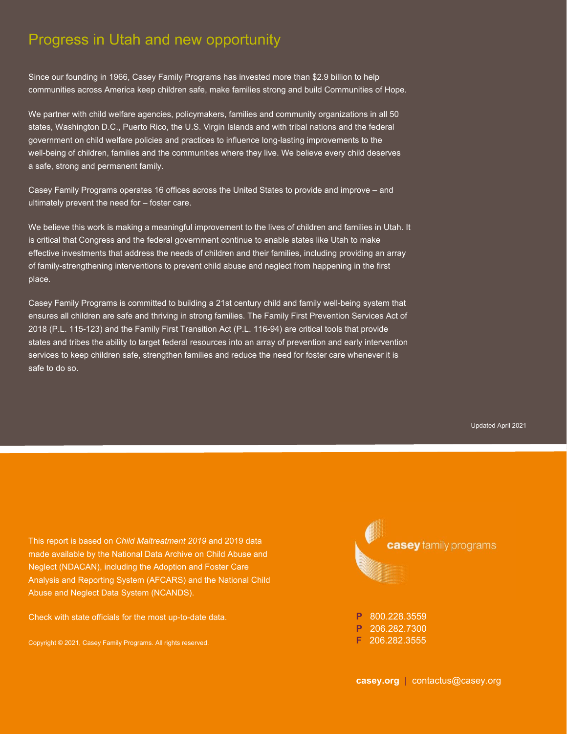## Progress in Utah and new opportunity

Since our founding in 1966, Casey Family Programs has invested more than $2.9 billion to help communities across America keep children safe, make families strong and build Communities of Hope.

We partner with child welfare agencies, policymakers, families and community organizations in all 50 states, Washington D.C., Puerto Rico, the U.S. Virgin Islands and with tribal nations and the federal government on child welfare policies and practices to influence long-lasting improvements to the well-being of children, families and the communities where they live. We believe every child deserves a safe, strong and permanent family.

Casey Family Programs operates 16 offices across the United States to provide and improve – and ultimately prevent the need for – foster care.

We believe this work is making a meaningful improvement to the lives of children and families in Utah. It is critical that Congress and the federal government continue to enable states like Utah to make effective investments that address the needs of children and their families, including providing an array of family-strengthening interventions to prevent child abuse and neglect from happening in the first place.

Casey Family Programs is committed to building a 21st century child and family well-being system that ensures all children are safe and thriving in strong families. The Family First Prevention Services Act of 2018 (P.L. 115-123) and the Family First Transition Act (P.L. 116-94) are critical tools that provide states and tribes the ability to target federal resources into an array of prevention and early intervention services to keep children safe, strengthen families and reduce the need for foster care whenever it is safe to do so.

Updated April 2021

This report is based on *Child Maltreatment 2019* and 2019 data made available by the National Data Archive on Child Abuse and Neglect (NDACAN), including the Adoption and Foster Care Analysis and Reporting System (AFCARS) and the National Child Abuse and Neglect Data System (NCANDS).

Check with state officials for the most up-to-date data.

Copyright © 2021, Casey Family Programs. All rights reserved.

**casey** family programs

**P** 800.228.3559
**P** 206.282.7300
**F** 206.282.3555

**casey.org** | contactus@casey.org